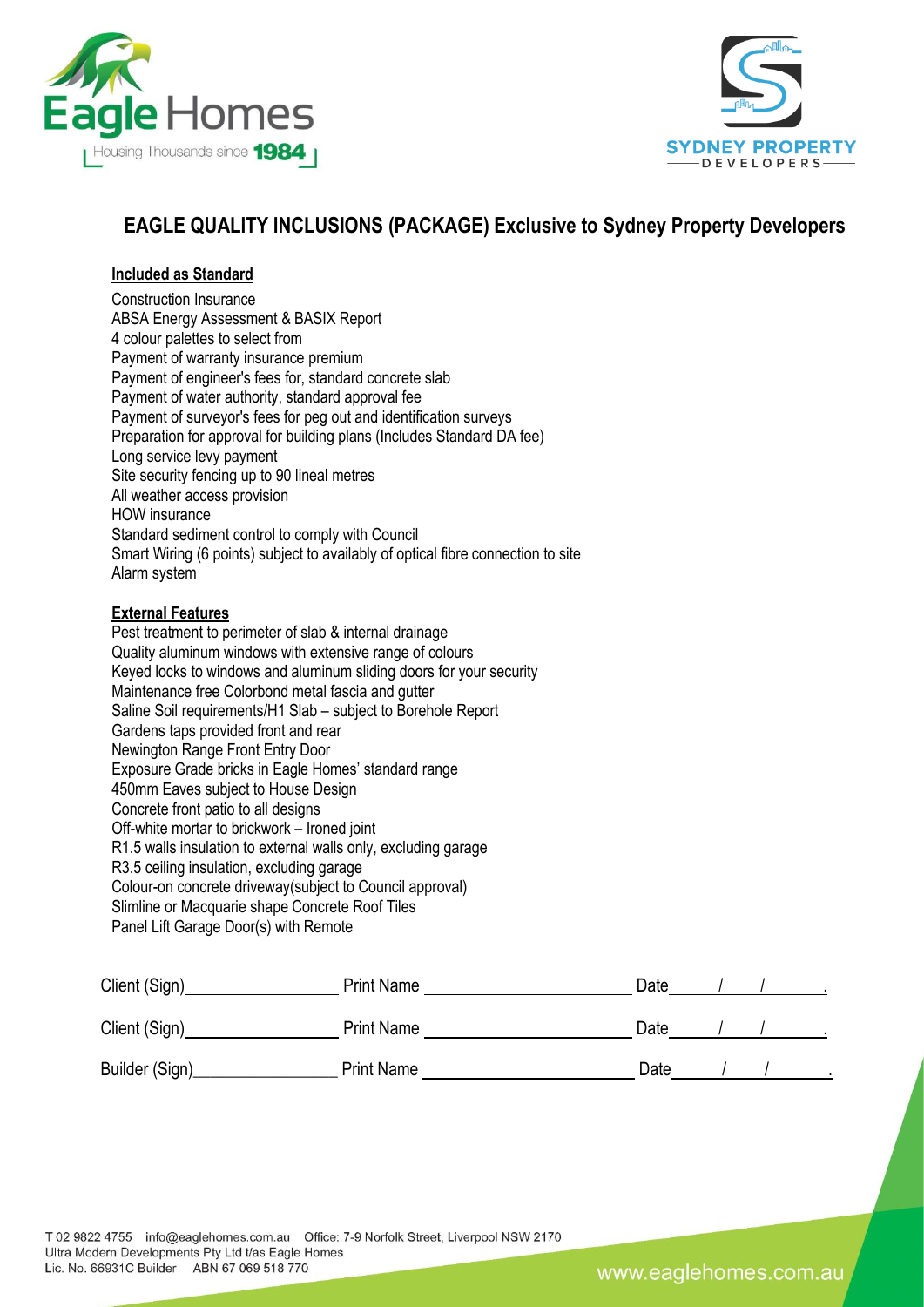# EAGLE QUALITY INCLUSIONS (PACKAGE) Exclusive to Sydney Property Developers

**Included as Standard**

Construction Insurance
ABSA Energy Assessment & BASIX Report
4 colour palettes to select from
Payment of warranty insurance premium
Payment of engineer's fees for, standard concrete slab
Payment of water authority, standard approval fee
Payment of surveyor's fees for peg out and identification surveys
Preparation for approval for building plans (Includes Standard DA fee)
Long service levy payment
Site security fencing up to 90 lineal metres
All weather access provision
HOW insurance
Standard sediment control to comply with Council
Smart Wiring (6 points) subject to availably of optical fibre connection to site
Alarm system

**External Features**

Pest treatment to perimeter of slab & internal drainage
Quality aluminum windows with extensive range of colours
Keyed locks to windows and aluminum sliding doors for your security
Maintenance free Colorbond metal fascia and gutter
Saline Soil requirements/H1 Slab – subject to Borehole Report
Gardens taps provided front and rear
Newington Range Front Entry Door
Exposure Grade bricks in Eagle Homes' standard range
450mm Eaves subject to House Design
Concrete front patio to all designs
Off-white mortar to brickwork – Ironed joint
R1.5 walls insulation to external walls only, excluding garage
R3.5 ceiling insulation, excluding garage
Colour-on concrete driveway(subject to Council approval)
Slimline or Macquarie shape Concrete Roof Tiles
Panel Lift Garage Door(s) with Remote

Client (Sign)________________ Print Name ______________________ Date ____/____/______.

Client (Sign)________________ Print Name ______________________ Date ____/____/______.

Builder (Sign)________________ Print Name ______________________ Date ____/____/______.

T 02 9822 4755 info@eaglehomes.com.au Office: 7-9 Norfolk Street, Liverpool NSW 2170
Ultra Modern Developments Pty Ltd t/as Eagle Homes
Lic. No. 66931C Builder ABN 67 069 518 770

www.eaglehomes.com.au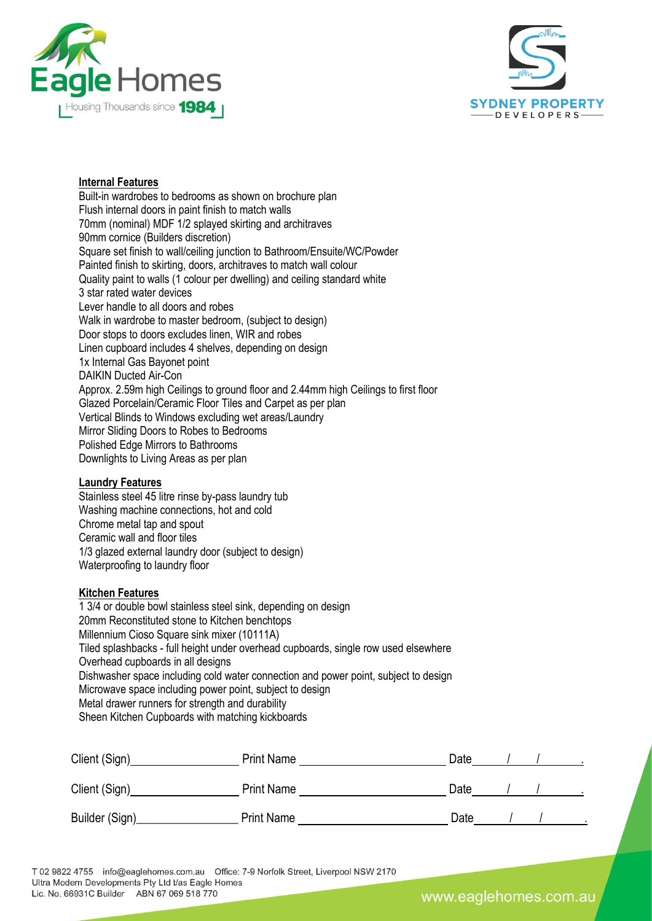## Internal Features

Built-in wardrobes to bedrooms as shown on brochure plan
Flush internal doors in paint finish to match walls
70mm (nominal) MDF 1/2 splayed skirting and architraves
90mm cornice (Builders discretion)
Square set finish to wall/ceiling junction to Bathroom/Ensuite/WC/Powder
Painted finish to skirting, doors, architraves to match wall colour
Quality paint to walls (1 colour per dwelling) and ceiling standard white
3 star rated water devices
Lever handle to all doors and robes
Walk in wardrobe to master bedroom, (subject to design)
Door stops to doors excludes linen, WIR and robes
Linen cupboard includes 4 shelves, depending on design
1x Internal Gas Bayonet point
DAIKIN Ducted Air-Con
Approx. 2.59m high Ceilings to ground floor and 2.44mm high Ceilings to first floor
Glazed Porcelain/Ceramic Floor Tiles and Carpet as per plan
Vertical Blinds to Windows excluding wet areas/Laundry
Mirror Sliding Doors to Robes to Bedrooms
Polished Edge Mirrors to Bathrooms
Downlights to Living Areas as per plan

## Laundry Features

Stainless steel 45 litre rinse by-pass laundry tub
Washing machine connections, hot and cold
Chrome metal tap and spout
Ceramic wall and floor tiles
1/3 glazed external laundry door (subject to design)
Waterproofing to laundry floor

## Kitchen Features

1 3/4 or double bowl stainless steel sink, depending on design
20mm Reconstituted stone to Kitchen benchtops
Millennium Cioso Square sink mixer (10111A)
Tiled splashbacks - full height under overhead cupboards, single row used elsewhere
Overhead cupboards in all designs
Dishwasher space including cold water connection and power point, subject to design
Microwave space including power point, subject to design
Metal drawer runners for strength and durability
Sheen Kitchen Cupboards with matching kickboards

Client (Sign)________________ Print Name ______________________ Date____/____/______.

Client (Sign)________________ Print Name ______________________ Date____/____/______.

Builder (Sign)_______________ Print Name ______________________ Date____/____/______.

T 02 9822 4755 info@eaglehomes.com.au Office: 7-9 Norfolk Street, Liverpool NSW 2170
Ultra Modern Developments Pty Ltd t/as Eagle Homes
Lic. No. 66931C Builder ABN 67 069 518 770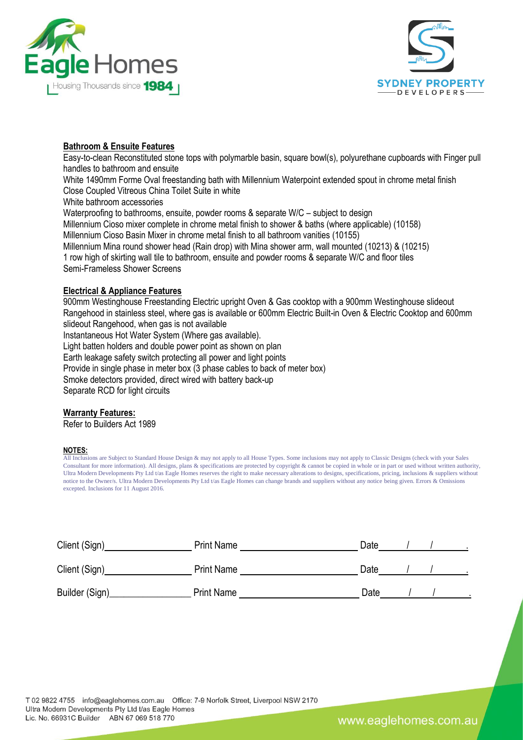## Bathroom & Ensuite Features

Easy-to-clean Reconstituted stone tops with polymarble basin, square bowl(s), polyurethane cupboards with Finger pull handles to bathroom and ensuite

White 1490mm Forme Oval freestanding bath with Millennium Waterpoint extended spout in chrome metal finish

Close Coupled Vitreous China Toilet Suite in white

White bathroom accessories

Waterproofing to bathrooms, ensuite, powder rooms & separate W/C – subject to design

Millennium Cioso mixer complete in chrome metal finish to shower & baths (where applicable) (10158)

Millennium Cioso Basin Mixer in chrome metal finish to all bathroom vanities (10155)

Millennium Mina round shower head (Rain drop) with Mina shower arm, wall mounted (10213) & (10215)

1 row high of skirting wall tile to bathroom, ensuite and powder rooms & separate W/C and floor tiles

Semi-Frameless Shower Screens

## Electrical & Appliance Features

900mm Westinghouse Freestanding Electric upright Oven & Gas cooktop with a 900mm Westinghouse slideout Rangehood in stainless steel, where gas is available or 600mm Electric Built-in Oven & Electric Cooktop and 600mm slideout Rangehood, when gas is not available

Instantaneous Hot Water System (Where gas available).

Light batten holders and double power point as shown on plan

Earth leakage safety switch protecting all power and light points

Provide in single phase in meter box (3 phase cables to back of meter box)

Smoke detectors provided, direct wired with battery back-up

Separate RCD for light circuits

## Warranty Features:

Refer to Builders Act 1989

**NOTES:**

All Inclusions are Subject to Standard House Design & may not apply to all House Types. Some inclusions may not apply to Classic Designs (check with your Sales Consultant for more information). All designs, plans & specifications are protected by copyright & cannot be copied in whole or in part or used without written authority, Ultra Modern Developments Pty Ltd t/as Eagle Homes reserves the right to make necessary alterations to designs, specifications, pricing, inclusions & suppliers without notice to the Owner/s. Ultra Modern Developments Pty Ltd t/as Eagle Homes can change brands and suppliers without any notice being given. Errors & Omissions excepted. Inclusions for 11 August 2016.

Client (Sign)\_\_\_\_\_\_\_\_\_\_ Print Name \_\_\_\_\_\_\_\_\_\_ Date \_\_\_/\_\_\_/\_\_\_.

Client (Sign)\_\_\_\_\_\_\_\_\_\_ Print Name \_\_\_\_\_\_\_\_\_\_ Date \_\_\_/\_\_\_/\_\_\_.

Builder (Sign)\_\_\_\_\_\_\_\_\_\_ Print Name \_\_\_\_\_\_\_\_\_\_ Date \_\_\_/\_\_\_/\_\_\_.

T 02 9822 4755 info@eaglehomes.com.au Office: 7-9 Norfolk Street, Liverpool NSW 2170
Ultra Modern Developments Pty Ltd t/as Eagle Homes
Lic. No. 66931C Builder ABN 67 069 518 770

www.eaglehomes.com.au